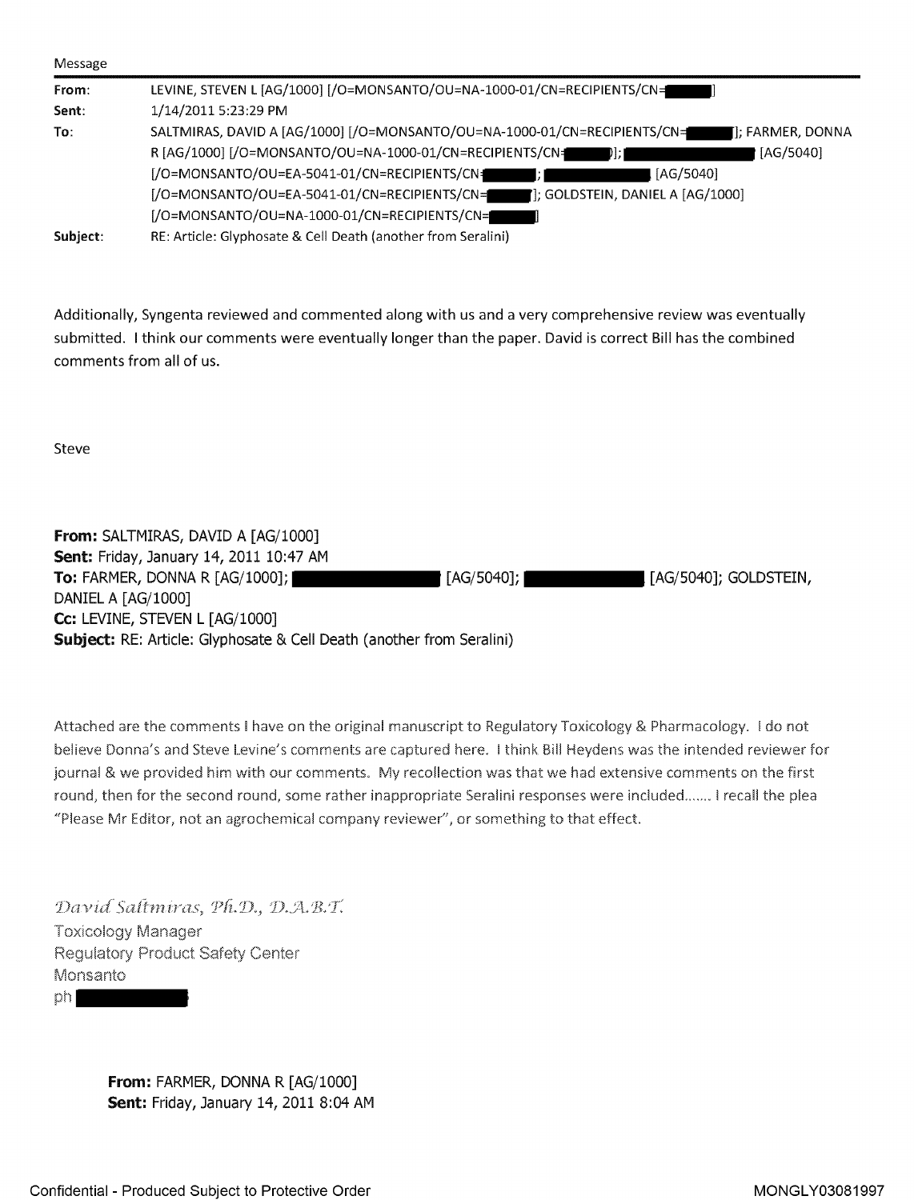Message

|  |  |
|---|---|
| **From:** | LEVINE, STEVEN L [AG/1000] [/O=MONSANTO/OU=NA-1000-01/CN=RECIPIENTS/CN=███] |
| **Sent:** | 1/14/2011 5:23:29 PM |
| **To:** | SALTMIRAS, DAVID A [AG/1000] [/O=MONSANTO/OU=NA-1000-01/CN=RECIPIENTS/CN=███]; FARMER, DONNA R [AG/1000] [/O=MONSANTO/OU=NA-1000-01/CN=RECIPIENTS/CN=███]; ███ [AG/5040] [/O=MONSANTO/OU=EA-5041-01/CN=RECIPIENTS/CN=███]; ███ [AG/5040] [/O=MONSANTO/OU=EA-5041-01/CN=RECIPIENTS/CN=███]; GOLDSTEIN, DANIEL A [AG/1000] [/O=MONSANTO/OU=NA-1000-01/CN=RECIPIENTS/CN=███] |
| **Subject:** | RE: Article: Glyphosate & Cell Death (another from Seralini) |

Additionally, Syngenta reviewed and commented along with us and a very comprehensive review was eventually submitted. I think our comments were eventually longer than the paper. David is correct Bill has the combined comments from all of us.

Steve

**From:** SALTMIRAS, DAVID A [AG/1000]
**Sent:** Friday, January 14, 2011 10:47 AM
**To:** FARMER, DONNA R [AG/1000]; ███ [AG/5040]; ███ [AG/5040]; GOLDSTEIN, DANIEL A [AG/1000]
**Cc:** LEVINE, STEVEN L [AG/1000]
**Subject:** RE: Article: Glyphosate & Cell Death (another from Seralini)

Attached are the comments I have on the original manuscript to Regulatory Toxicology & Pharmacology. I do not believe Donna's and Steve Levine's comments are captured here. I think Bill Heydens was the intended reviewer for journal & we provided him with our comments. My recollection was that we had extensive comments on the first round, then for the second round, some rather inappropriate Seralini responses were included……. I recall the plea "Please Mr Editor, not an agrochemical company reviewer", or something to that effect.

*David Saltmiras, Ph.D., D.A.B.T.*
Toxicology Manager
Regulatory Product Safety Center
Monsanto
ph ███

**From:** FARMER, DONNA R [AG/1000]
**Sent:** Friday, January 14, 2011 8:04 AM

Confidential - Produced Subject to Protective Order

MONGLY03081997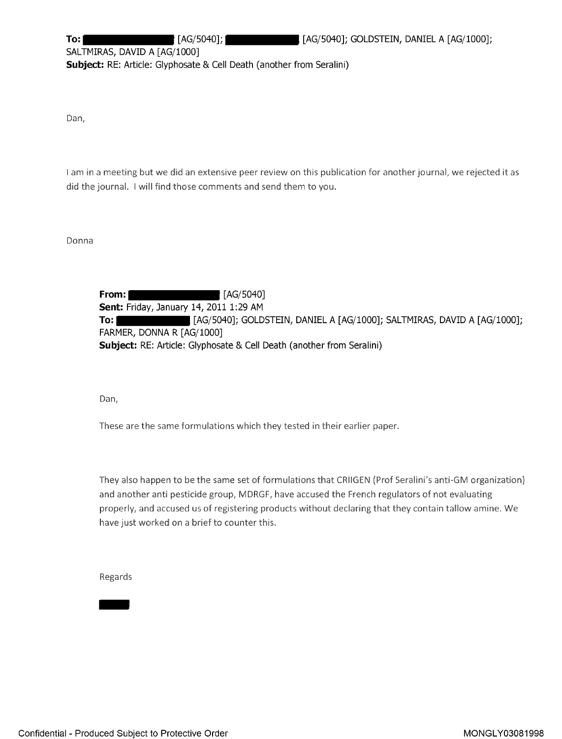**To:** [redacted] [AG/5040]; [redacted] [AG/5040]; GOLDSTEIN, DANIEL A [AG/1000]; SALTMIRAS, DAVID A [AG/1000]
**Subject:** RE: Article: Glyphosate & Cell Death (another from Seralini)

Dan,

I am in a meeting but we did an extensive peer review on this publication for another journal, we rejected it as did the journal. I will find those comments and send them to you.

Donna

> **From:** [redacted] [AG/5040]
> **Sent:** Friday, January 14, 2011 1:29 AM
> **To:** [redacted] [AG/5040]; GOLDSTEIN, DANIEL A [AG/1000]; SALTMIRAS, DAVID A [AG/1000]; FARMER, DONNA R [AG/1000]
> **Subject:** RE: Article: Glyphosate & Cell Death (another from Seralini)
>
> Dan,
>
> These are the same formulations which they tested in their earlier paper.
>
> They also happen to be the same set of formulations that CRIIGEN (Prof Seralini's anti-GM organization) and another anti pesticide group, MDRGF, have accused the French regulators of not evaluating properly, and accused us of registering products without declaring that they contain tallow amine. We have just worked on a brief to counter this.
>
> Regards
>
> [redacted]

Confidential - Produced Subject to Protective Order

MONGLY03081998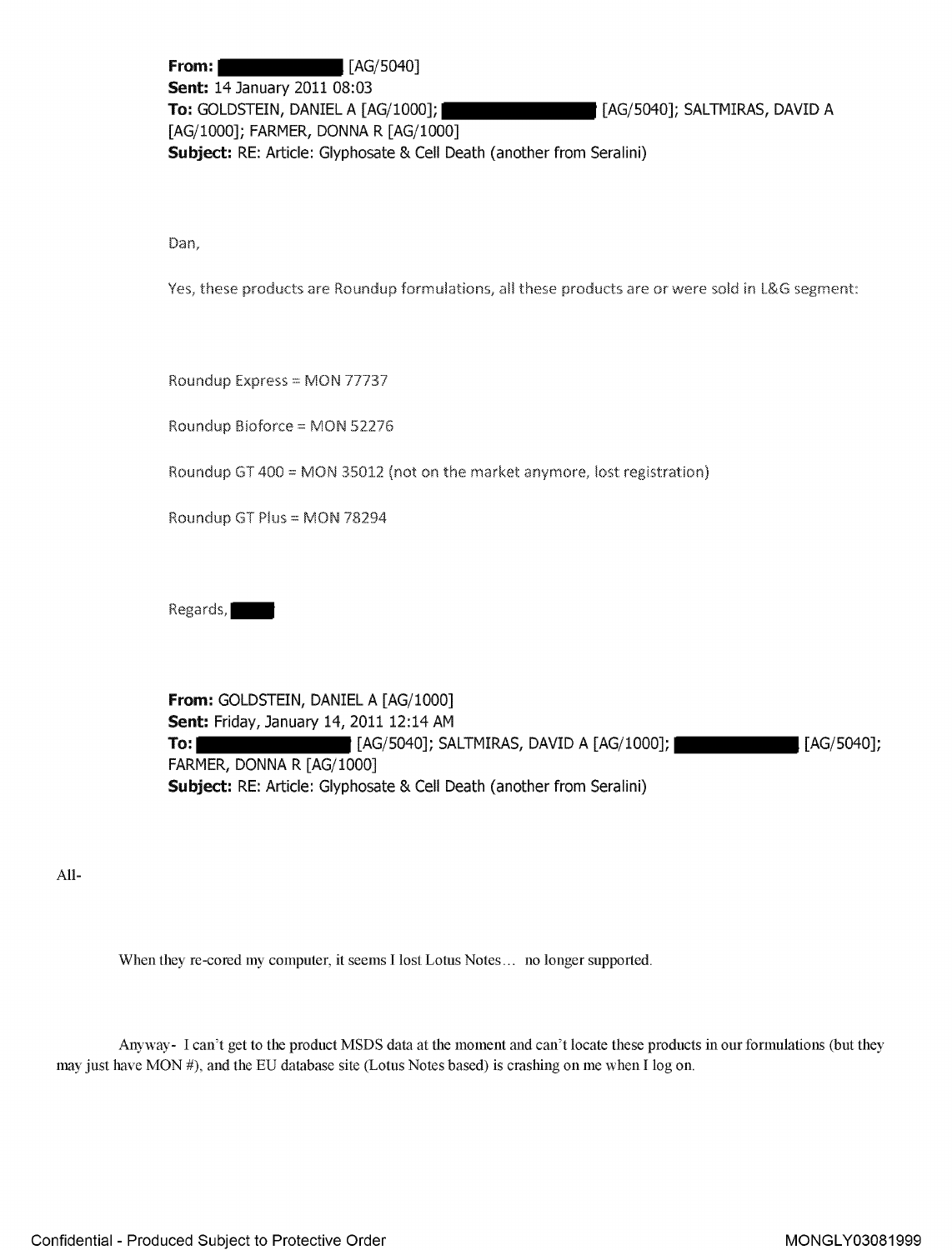**From:** ████████ [AG/5040]
**Sent:** 14 January 2011 08:03
**To:** GOLDSTEIN, DANIEL A [AG/1000]; ████████ [AG/5040]; SALTMIRAS, DAVID A [AG/1000]; FARMER, DONNA R [AG/1000]
**Subject:** RE: Article: Glyphosate & Cell Death (another from Seralini)

Dan,

Yes, these products are Roundup formulations, all these products are or were sold in L&G segment:

Roundup Express = MON 77737

Roundup Bioforce = MON 52276

Roundup GT 400 = MON 35012 (not on the market anymore, lost registration)

Roundup GT Plus = MON 78294

Regards, ███

**From:** GOLDSTEIN, DANIEL A [AG/1000]
**Sent:** Friday, January 14, 2011 12:14 AM
**To:** ████████ [AG/5040]; SALTMIRAS, DAVID A [AG/1000]; ████████ [AG/5040]; FARMER, DONNA R [AG/1000]
**Subject:** RE: Article: Glyphosate & Cell Death (another from Seralini)

All-

When they re-cored my computer, it seems I lost Lotus Notes… no longer supported.

Anyway- I can't get to the product MSDS data at the moment and can't locate these products in our formulations (but they may just have MON #), and the EU database site (Lotus Notes based) is crashing on me when I log on.

Confidential - Produced Subject to Protective Order MONGLY03081999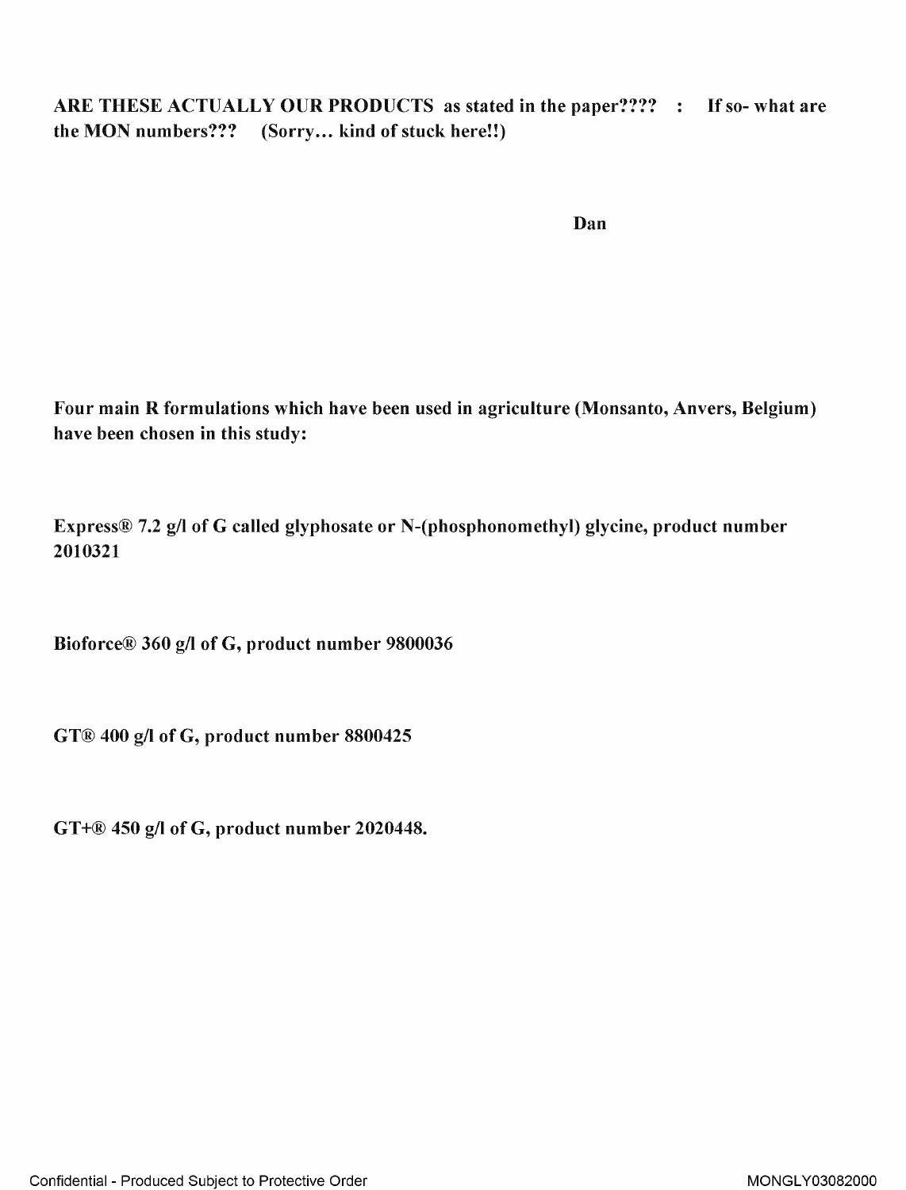**ARE THESE ACTUALLY OUR PRODUCTS as stated in the paper???? : If so- what are the MON numbers??? (Sorry… kind of stuck here!!)**

**Dan**

**Four main R formulations which have been used in agriculture (Monsanto, Anvers, Belgium) have been chosen in this study:**

**Express® 7.2 g/l of G called glyphosate or N-(phosphonomethyl) glycine, product number 2010321**

**Bioforce® 360 g/l of G, product number 9800036**

**GT® 400 g/l of G, product number 8800425**

**GT+® 450 g/l of G, product number 2020448.**